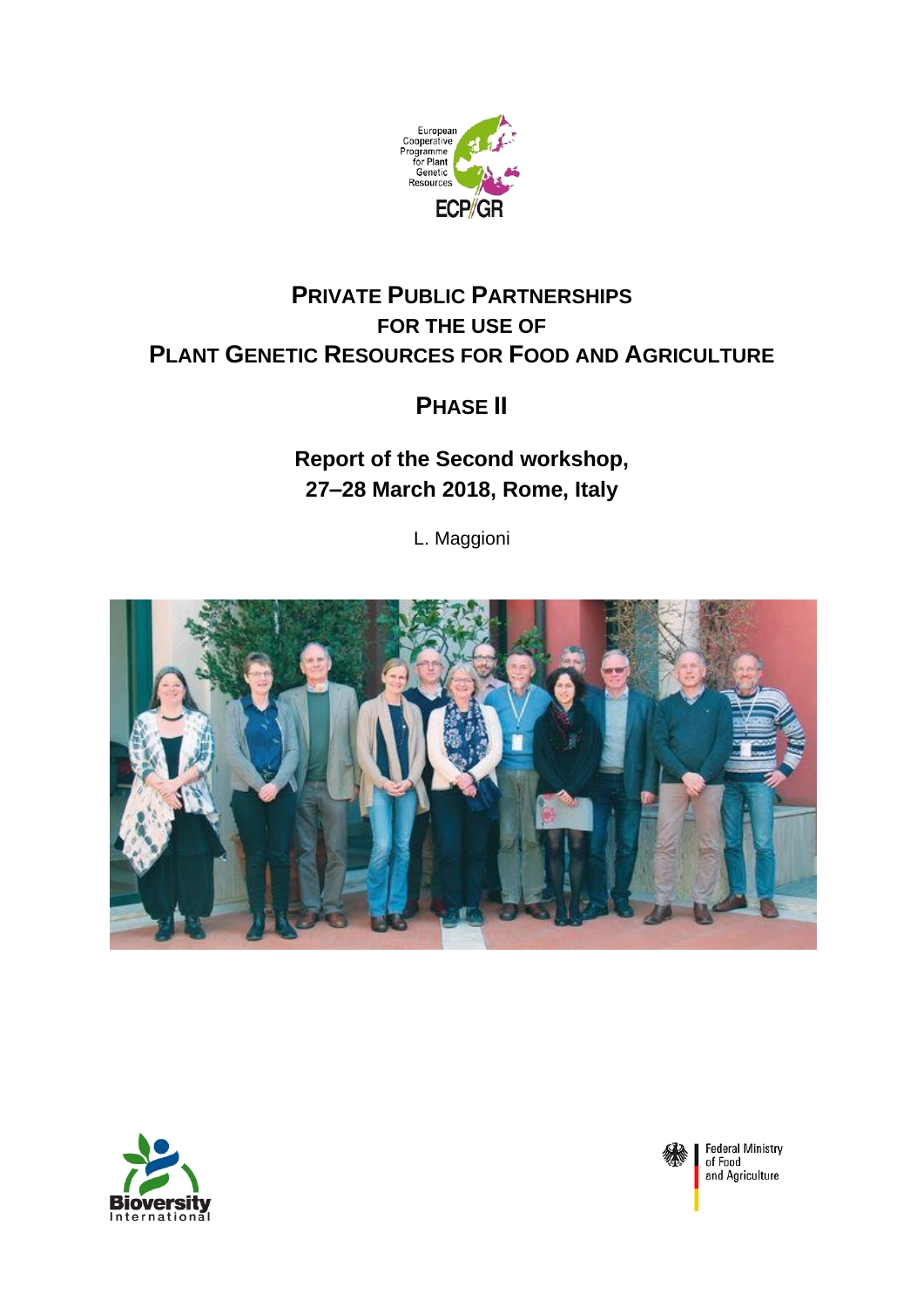European Cooperative Programme for Plant Genetic Resources

ECP/GR

# PRIVATE PUBLIC PARTNERSHIPS FOR THE USE OF PLANT GENETIC RESOURCES FOR FOOD AND AGRICULTURE

## PHASE II

### Report of the Second workshop, 27–28 March 2018, Rome, Italy

L. Maggioni

Bioversity International

Federal Ministry of Food and Agriculture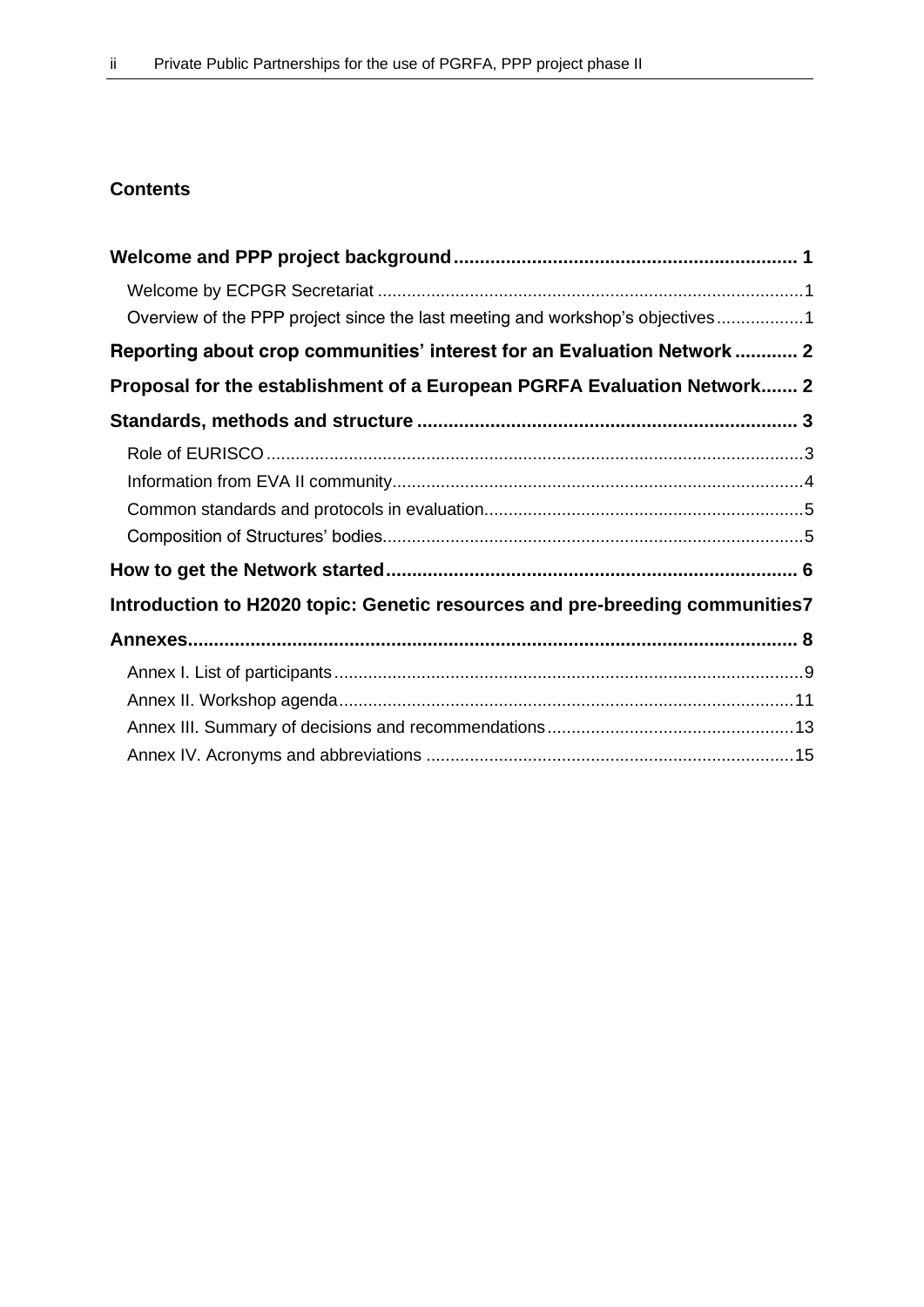## Contents

**Welcome and PPP project background** ..... 1

- Welcome by ECPGR Secretariat ..... 1
- Overview of the PPP project since the last meeting and workshop's objectives ..... 1

**Reporting about crop communities' interest for an Evaluation Network** ..... 2

**Proposal for the establishment of a European PGRFA Evaluation Network** ..... 2

**Standards, methods and structure** ..... 3

- Role of EURISCO ..... 3
- Information from EVA II community ..... 4
- Common standards and protocols in evaluation ..... 5
- Composition of Structures' bodies ..... 5

**How to get the Network started** ..... 6

**Introduction to H2020 topic: Genetic resources and pre-breeding communities** ..... 7

**Annexes** ..... 8

- Annex I. List of participants ..... 9
- Annex II. Workshop agenda ..... 11
- Annex III. Summary of decisions and recommendations ..... 13
- Annex IV. Acronyms and abbreviations ..... 15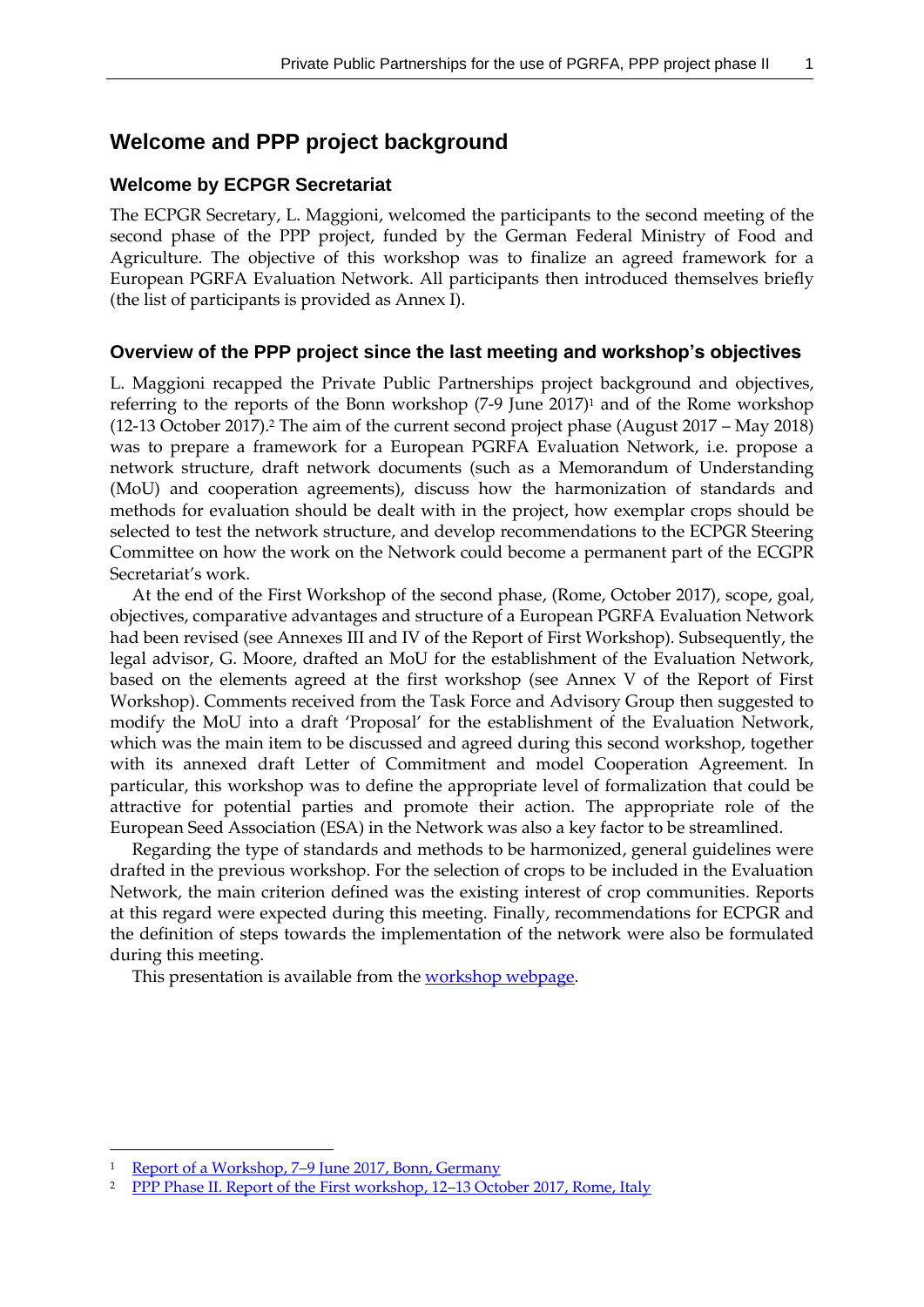# Welcome and PPP project background

## Welcome by ECPGR Secretariat

The ECPGR Secretary, L. Maggioni, welcomed the participants to the second meeting of the second phase of the PPP project, funded by the German Federal Ministry of Food and Agriculture. The objective of this workshop was to finalize an agreed framework for a European PGRFA Evaluation Network. All participants then introduced themselves briefly (the list of participants is provided as Annex I).

## Overview of the PPP project since the last meeting and workshop's objectives

L. Maggioni recapped the Private Public Partnerships project background and objectives, referring to the reports of the Bonn workshop (7-9 June 2017)[1] and of the Rome workshop (12-13 October 2017).[2] The aim of the current second project phase (August 2017 – May 2018) was to prepare a framework for a European PGRFA Evaluation Network, i.e. propose a network structure, draft network documents (such as a Memorandum of Understanding (MoU) and cooperation agreements), discuss how the harmonization of standards and methods for evaluation should be dealt with in the project, how exemplar crops should be selected to test the network structure, and develop recommendations to the ECPGR Steering Committee on how the work on the Network could become a permanent part of the ECGPR Secretariat's work.

At the end of the First Workshop of the second phase, (Rome, October 2017), scope, goal, objectives, comparative advantages and structure of a European PGRFA Evaluation Network had been revised (see Annexes III and IV of the Report of First Workshop). Subsequently, the legal advisor, G. Moore, drafted an MoU for the establishment of the Evaluation Network, based on the elements agreed at the first workshop (see Annex V of the Report of First Workshop). Comments received from the Task Force and Advisory Group then suggested to modify the MoU into a draft 'Proposal' for the establishment of the Evaluation Network, which was the main item to be discussed and agreed during this second workshop, together with its annexed draft Letter of Commitment and model Cooperation Agreement. In particular, this workshop was to define the appropriate level of formalization that could be attractive for potential parties and promote their action. The appropriate role of the European Seed Association (ESA) in the Network was also a key factor to be streamlined.

Regarding the type of standards and methods to be harmonized, general guidelines were drafted in the previous workshop. For the selection of crops to be included in the Evaluation Network, the main criterion defined was the existing interest of crop communities. Reports at this regard were expected during this meeting. Finally, recommendations for ECPGR and the definition of steps towards the implementation of the network were also be formulated during this meeting.

This presentation is available from the workshop webpage.

---

[1] Report of a Workshop, 7–9 June 2017, Bonn, Germany

[2] PPP Phase II. Report of the First workshop, 12–13 October 2017, Rome, Italy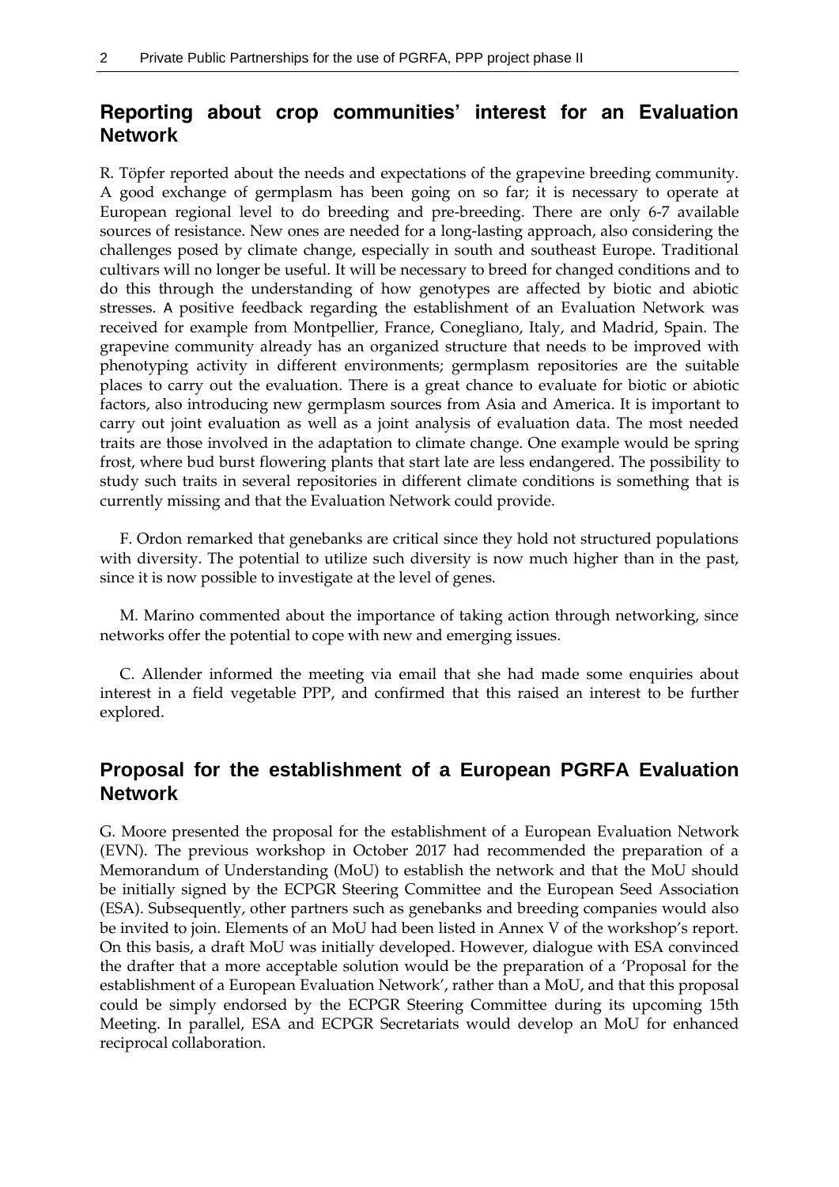## Reporting about crop communities' interest for an Evaluation Network

R. Töpfer reported about the needs and expectations of the grapevine breeding community. A good exchange of germplasm has been going on so far; it is necessary to operate at European regional level to do breeding and pre-breeding. There are only 6-7 available sources of resistance. New ones are needed for a long-lasting approach, also considering the challenges posed by climate change, especially in south and southeast Europe. Traditional cultivars will no longer be useful. It will be necessary to breed for changed conditions and to do this through the understanding of how genotypes are affected by biotic and abiotic stresses. A positive feedback regarding the establishment of an Evaluation Network was received for example from Montpellier, France, Conegliano, Italy, and Madrid, Spain. The grapevine community already has an organized structure that needs to be improved with phenotyping activity in different environments; germplasm repositories are the suitable places to carry out the evaluation. There is a great chance to evaluate for biotic or abiotic factors, also introducing new germplasm sources from Asia and America. It is important to carry out joint evaluation as well as a joint analysis of evaluation data. The most needed traits are those involved in the adaptation to climate change. One example would be spring frost, where bud burst flowering plants that start late are less endangered. The possibility to study such traits in several repositories in different climate conditions is something that is currently missing and that the Evaluation Network could provide.

F. Ordon remarked that genebanks are critical since they hold not structured populations with diversity. The potential to utilize such diversity is now much higher than in the past, since it is now possible to investigate at the level of genes.

M. Marino commented about the importance of taking action through networking, since networks offer the potential to cope with new and emerging issues.

C. Allender informed the meeting via email that she had made some enquiries about interest in a field vegetable PPP, and confirmed that this raised an interest to be further explored.

## Proposal for the establishment of a European PGRFA Evaluation Network

G. Moore presented the proposal for the establishment of a European Evaluation Network (EVN). The previous workshop in October 2017 had recommended the preparation of a Memorandum of Understanding (MoU) to establish the network and that the MoU should be initially signed by the ECPGR Steering Committee and the European Seed Association (ESA). Subsequently, other partners such as genebanks and breeding companies would also be invited to join. Elements of an MoU had been listed in Annex V of the workshop's report. On this basis, a draft MoU was initially developed. However, dialogue with ESA convinced the drafter that a more acceptable solution would be the preparation of a 'Proposal for the establishment of a European Evaluation Network', rather than a MoU, and that this proposal could be simply endorsed by the ECPGR Steering Committee during its upcoming 15th Meeting. In parallel, ESA and ECPGR Secretariats would develop an MoU for enhanced reciprocal collaboration.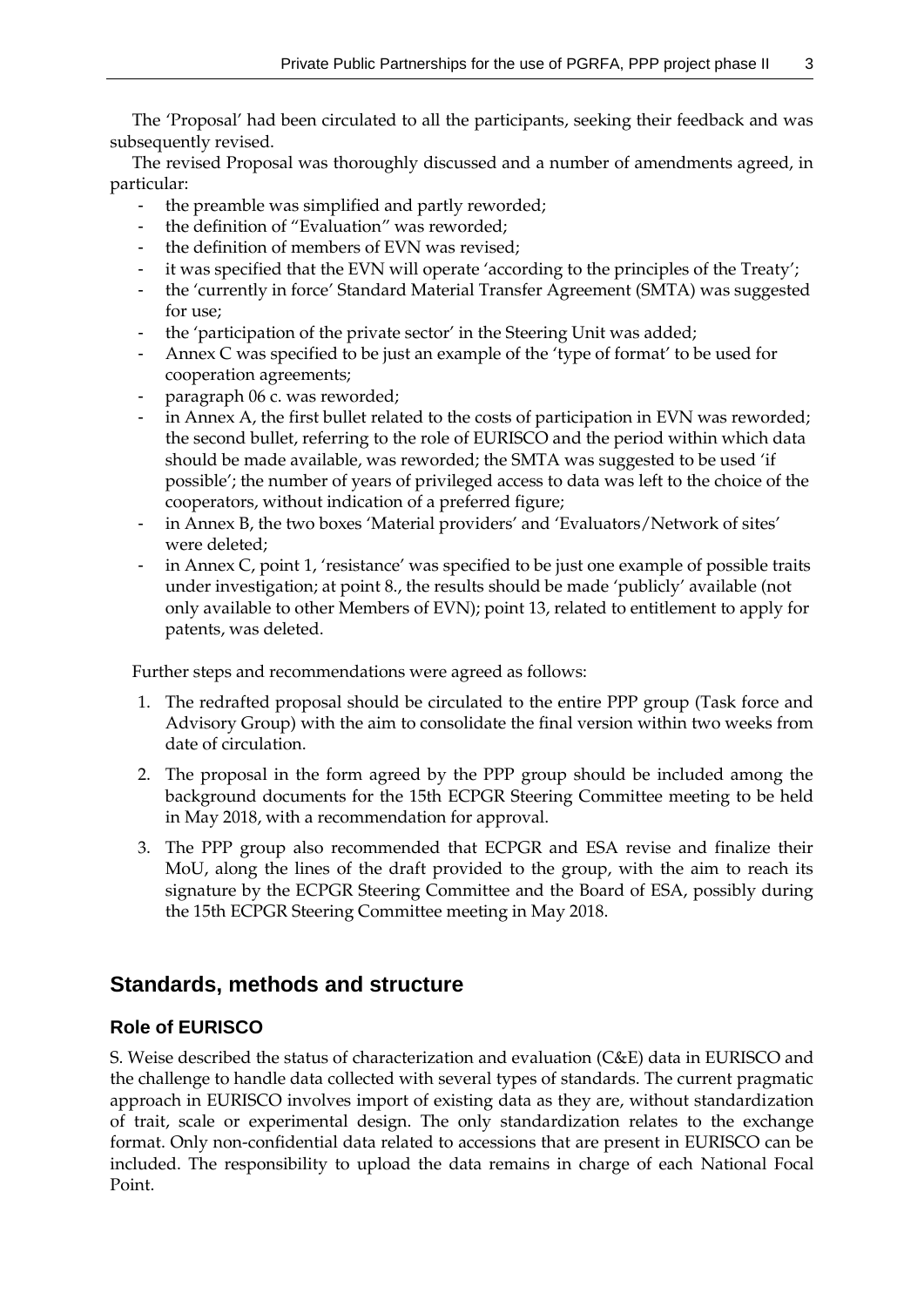The 'Proposal' had been circulated to all the participants, seeking their feedback and was subsequently revised.

The revised Proposal was thoroughly discussed and a number of amendments agreed, in particular:

- the preamble was simplified and partly reworded;
- the definition of "Evaluation" was reworded;
- the definition of members of EVN was revised;
- it was specified that the EVN will operate 'according to the principles of the Treaty';
- the 'currently in force' Standard Material Transfer Agreement (SMTA) was suggested for use;
- the 'participation of the private sector' in the Steering Unit was added;
- Annex C was specified to be just an example of the 'type of format' to be used for cooperation agreements;
- paragraph 06 c. was reworded;
- in Annex A, the first bullet related to the costs of participation in EVN was reworded; the second bullet, referring to the role of EURISCO and the period within which data should be made available, was reworded; the SMTA was suggested to be used 'if possible'; the number of years of privileged access to data was left to the choice of the cooperators, without indication of a preferred figure;
- in Annex B, the two boxes 'Material providers' and 'Evaluators/Network of sites' were deleted;
- in Annex C, point 1, 'resistance' was specified to be just one example of possible traits under investigation; at point 8., the results should be made 'publicly' available (not only available to other Members of EVN); point 13, related to entitlement to apply for patents, was deleted.

Further steps and recommendations were agreed as follows:

1. The redrafted proposal should be circulated to the entire PPP group (Task force and Advisory Group) with the aim to consolidate the final version within two weeks from date of circulation.
2. The proposal in the form agreed by the PPP group should be included among the background documents for the 15th ECPGR Steering Committee meeting to be held in May 2018, with a recommendation for approval.
3. The PPP group also recommended that ECPGR and ESA revise and finalize their MoU, along the lines of the draft provided to the group, with the aim to reach its signature by the ECPGR Steering Committee and the Board of ESA, possibly during the 15th ECPGR Steering Committee meeting in May 2018.

## Standards, methods and structure

### Role of EURISCO

S. Weise described the status of characterization and evaluation (C&E) data in EURISCO and the challenge to handle data collected with several types of standards. The current pragmatic approach in EURISCO involves import of existing data as they are, without standardization of trait, scale or experimental design. The only standardization relates to the exchange format. Only non-confidential data related to accessions that are present in EURISCO can be included. The responsibility to upload the data remains in charge of each National Focal Point.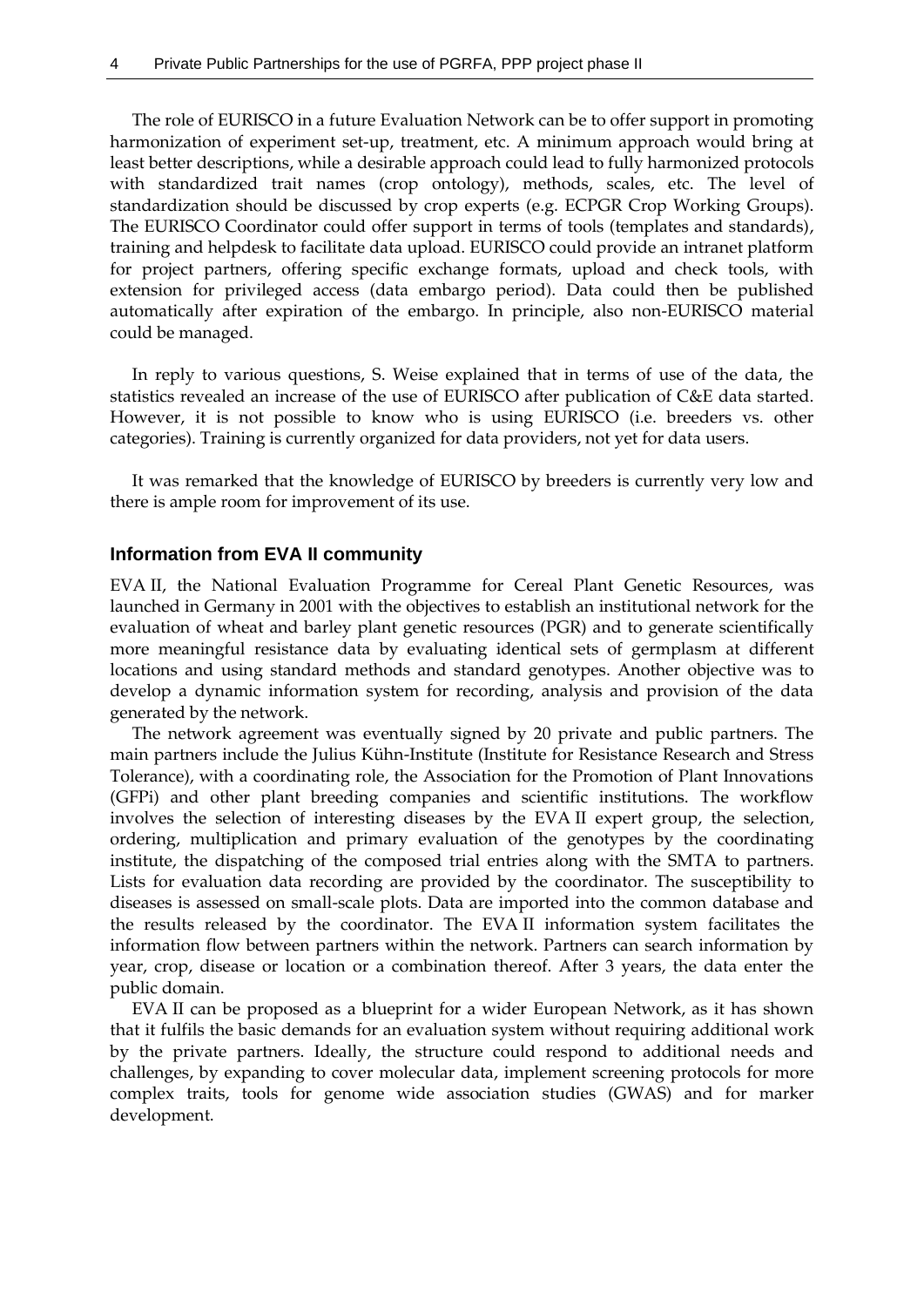The role of EURISCO in a future Evaluation Network can be to offer support in promoting harmonization of experiment set-up, treatment, etc. A minimum approach would bring at least better descriptions, while a desirable approach could lead to fully harmonized protocols with standardized trait names (crop ontology), methods, scales, etc. The level of standardization should be discussed by crop experts (e.g. ECPGR Crop Working Groups). The EURISCO Coordinator could offer support in terms of tools (templates and standards), training and helpdesk to facilitate data upload. EURISCO could provide an intranet platform for project partners, offering specific exchange formats, upload and check tools, with extension for privileged access (data embargo period). Data could then be published automatically after expiration of the embargo. In principle, also non-EURISCO material could be managed.

In reply to various questions, S. Weise explained that in terms of use of the data, the statistics revealed an increase of the use of EURISCO after publication of C&E data started. However, it is not possible to know who is using EURISCO (i.e. breeders vs. other categories). Training is currently organized for data providers, not yet for data users.

It was remarked that the knowledge of EURISCO by breeders is currently very low and there is ample room for improvement of its use.

### Information from EVA II community

EVA II, the National Evaluation Programme for Cereal Plant Genetic Resources, was launched in Germany in 2001 with the objectives to establish an institutional network for the evaluation of wheat and barley plant genetic resources (PGR) and to generate scientifically more meaningful resistance data by evaluating identical sets of germplasm at different locations and using standard methods and standard genotypes. Another objective was to develop a dynamic information system for recording, analysis and provision of the data generated by the network.

The network agreement was eventually signed by 20 private and public partners. The main partners include the Julius Kühn-Institute (Institute for Resistance Research and Stress Tolerance), with a coordinating role, the Association for the Promotion of Plant Innovations (GFPi) and other plant breeding companies and scientific institutions. The workflow involves the selection of interesting diseases by the EVA II expert group, the selection, ordering, multiplication and primary evaluation of the genotypes by the coordinating institute, the dispatching of the composed trial entries along with the SMTA to partners. Lists for evaluation data recording are provided by the coordinator. The susceptibility to diseases is assessed on small-scale plots. Data are imported into the common database and the results released by the coordinator. The EVA II information system facilitates the information flow between partners within the network. Partners can search information by year, crop, disease or location or a combination thereof. After 3 years, the data enter the public domain.

EVA II can be proposed as a blueprint for a wider European Network, as it has shown that it fulfils the basic demands for an evaluation system without requiring additional work by the private partners. Ideally, the structure could respond to additional needs and challenges, by expanding to cover molecular data, implement screening protocols for more complex traits, tools for genome wide association studies (GWAS) and for marker development.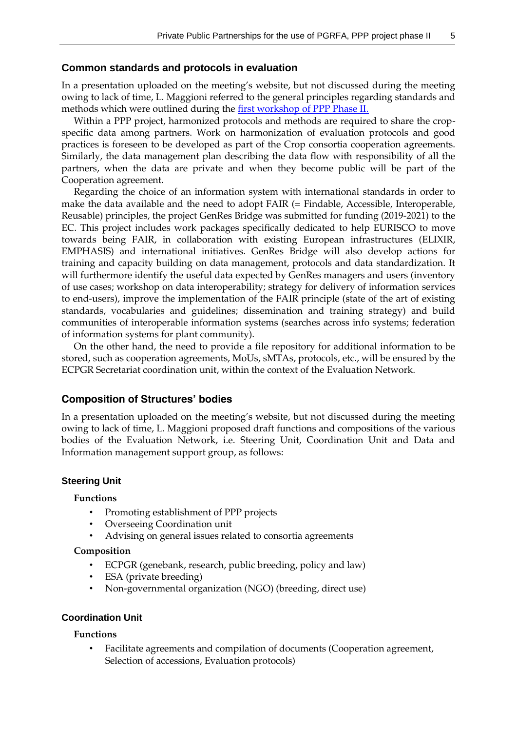## Common standards and protocols in evaluation

In a presentation uploaded on the meeting's website, but not discussed during the meeting owing to lack of time, L. Maggioni referred to the general principles regarding standards and methods which were outlined during the first workshop of PPP Phase II.

Within a PPP project, harmonized protocols and methods are required to share the crop-specific data among partners. Work on harmonization of evaluation protocols and good practices is foreseen to be developed as part of the Crop consortia cooperation agreements. Similarly, the data management plan describing the data flow with responsibility of all the partners, when the data are private and when they become public will be part of the Cooperation agreement.

Regarding the choice of an information system with international standards in order to make the data available and the need to adopt FAIR (= Findable, Accessible, Interoperable, Reusable) principles, the project GenRes Bridge was submitted for funding (2019-2021) to the EC. This project includes work packages specifically dedicated to help EURISCO to move towards being FAIR, in collaboration with existing European infrastructures (ELIXIR, EMPHASIS) and international initiatives. GenRes Bridge will also develop actions for training and capacity building on data management, protocols and data standardization. It will furthermore identify the useful data expected by GenRes managers and users (inventory of use cases; workshop on data interoperability; strategy for delivery of information services to end-users), improve the implementation of the FAIR principle (state of the art of existing standards, vocabularies and guidelines; dissemination and training strategy) and build communities of interoperable information systems (searches across info systems; federation of information systems for plant community).

On the other hand, the need to provide a file repository for additional information to be stored, such as cooperation agreements, MoUs, sMTAs, protocols, etc., will be ensured by the ECPGR Secretariat coordination unit, within the context of the Evaluation Network.

## Composition of Structures' bodies

In a presentation uploaded on the meeting's website, but not discussed during the meeting owing to lack of time, L. Maggioni proposed draft functions and compositions of the various bodies of the Evaluation Network, i.e. Steering Unit, Coordination Unit and Data and Information management support group, as follows:

### Steering Unit

**Functions**

- Promoting establishment of PPP projects
- Overseeing Coordination unit
- Advising on general issues related to consortia agreements

**Composition**

- ECPGR (genebank, research, public breeding, policy and law)
- ESA (private breeding)
- Non-governmental organization (NGO) (breeding, direct use)

### Coordination Unit

**Functions**

- Facilitate agreements and compilation of documents (Cooperation agreement, Selection of accessions, Evaluation protocols)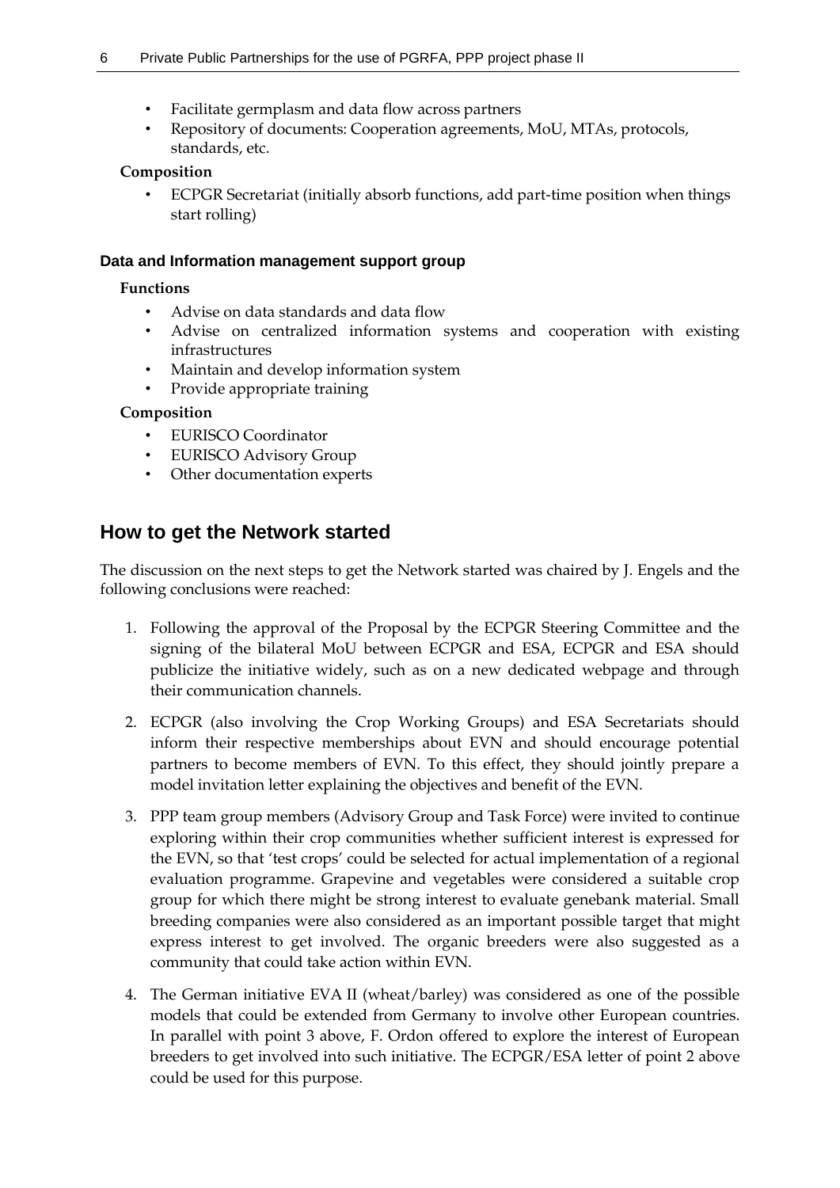- Facilitate germplasm and data flow across partners
- Repository of documents: Cooperation agreements, MoU, MTAs, protocols, standards, etc.

**Composition**

- ECPGR Secretariat (initially absorb functions, add part-time position when things start rolling)

#### Data and Information management support group

**Functions**

- Advise on data standards and data flow
- Advise on centralized information systems and cooperation with existing infrastructures
- Maintain and develop information system
- Provide appropriate training

**Composition**

- EURISCO Coordinator
- EURISCO Advisory Group
- Other documentation experts

## How to get the Network started

The discussion on the next steps to get the Network started was chaired by J. Engels and the following conclusions were reached:

1. Following the approval of the Proposal by the ECPGR Steering Committee and the signing of the bilateral MoU between ECPGR and ESA, ECPGR and ESA should publicize the initiative widely, such as on a new dedicated webpage and through their communication channels.
2. ECPGR (also involving the Crop Working Groups) and ESA Secretariats should inform their respective memberships about EVN and should encourage potential partners to become members of EVN. To this effect, they should jointly prepare a model invitation letter explaining the objectives and benefit of the EVN.
3. PPP team group members (Advisory Group and Task Force) were invited to continue exploring within their crop communities whether sufficient interest is expressed for the EVN, so that 'test crops' could be selected for actual implementation of a regional evaluation programme. Grapevine and vegetables were considered a suitable crop group for which there might be strong interest to evaluate genebank material. Small breeding companies were also considered as an important possible target that might express interest to get involved. The organic breeders were also suggested as a community that could take action within EVN.
4. The German initiative EVA II (wheat/barley) was considered as one of the possible models that could be extended from Germany to involve other European countries. In parallel with point 3 above, F. Ordon offered to explore the interest of European breeders to get involved into such initiative. The ECPGR/ESA letter of point 2 above could be used for this purpose.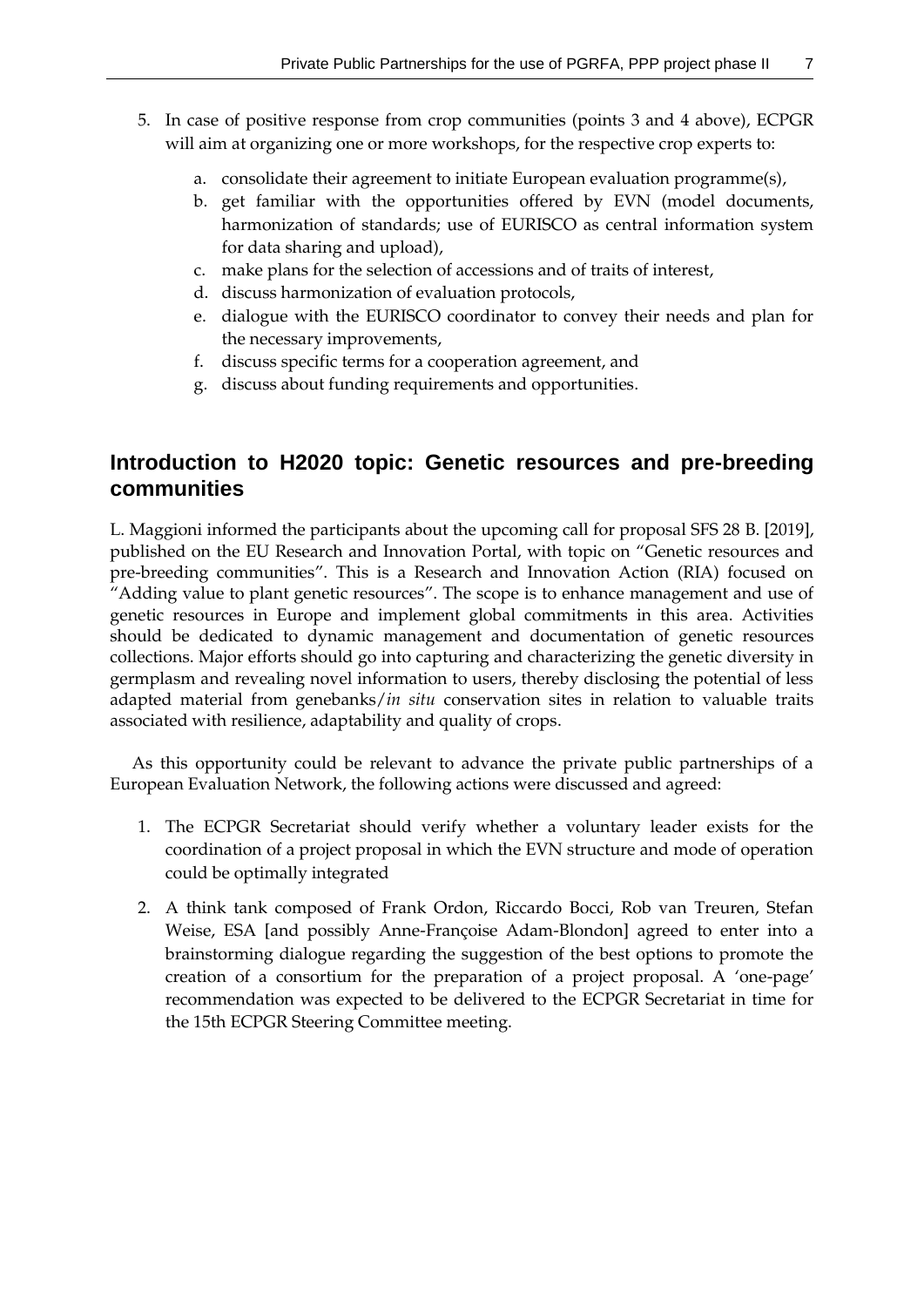5. In case of positive response from crop communities (points 3 and 4 above), ECPGR will aim at organizing one or more workshops, for the respective crop experts to:

    a. consolidate their agreement to initiate European evaluation programme(s),
    b. get familiar with the opportunities offered by EVN (model documents, harmonization of standards; use of EURISCO as central information system for data sharing and upload),
    c. make plans for the selection of accessions and of traits of interest,
    d. discuss harmonization of evaluation protocols,
    e. dialogue with the EURISCO coordinator to convey their needs and plan for the necessary improvements,
    f. discuss specific terms for a cooperation agreement, and
    g. discuss about funding requirements and opportunities.

## Introduction to H2020 topic: Genetic resources and pre-breeding communities

L. Maggioni informed the participants about the upcoming call for proposal SFS 28 B. [2019], published on the EU Research and Innovation Portal, with topic on "Genetic resources and pre-breeding communities". This is a Research and Innovation Action (RIA) focused on "Adding value to plant genetic resources". The scope is to enhance management and use of genetic resources in Europe and implement global commitments in this area. Activities should be dedicated to dynamic management and documentation of genetic resources collections. Major efforts should go into capturing and characterizing the genetic diversity in germplasm and revealing novel information to users, thereby disclosing the potential of less adapted material from genebanks/*in situ* conservation sites in relation to valuable traits associated with resilience, adaptability and quality of crops.

As this opportunity could be relevant to advance the private public partnerships of a European Evaluation Network, the following actions were discussed and agreed:

1. The ECPGR Secretariat should verify whether a voluntary leader exists for the coordination of a project proposal in which the EVN structure and mode of operation could be optimally integrated

2. A think tank composed of Frank Ordon, Riccardo Bocci, Rob van Treuren, Stefan Weise, ESA [and possibly Anne-Françoise Adam-Blondon] agreed to enter into a brainstorming dialogue regarding the suggestion of the best options to promote the creation of a consortium for the preparation of a project proposal. A 'one-page' recommendation was expected to be delivered to the ECPGR Secretariat in time for the 15th ECPGR Steering Committee meeting.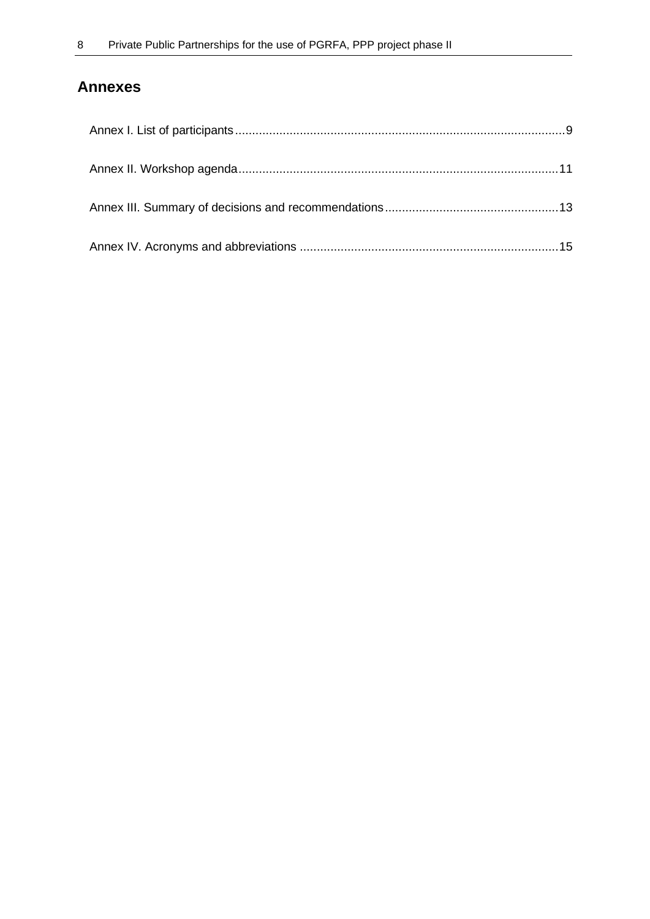## Annexes

Annex I. List of participants ........................................................................................................9

Annex II. Workshop agenda ..........................................................................................................11

Annex III. Summary of decisions and recommendations ...........................................................13

Annex IV. Acronyms and abbreviations .......................................................................................15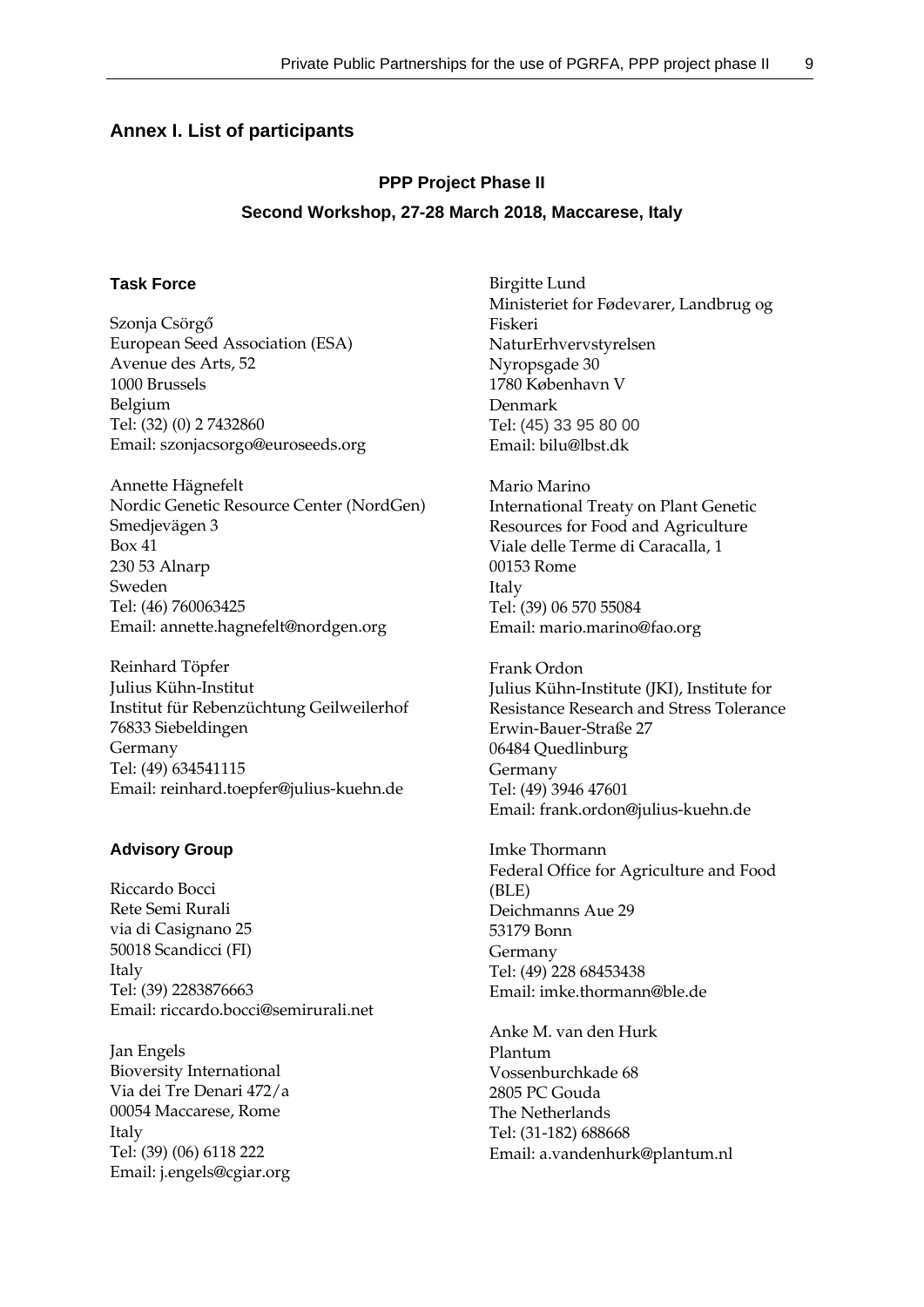## Annex I. List of participants

**PPP Project Phase II**

**Second Workshop, 27-28 March 2018, Maccarese, Italy**

### Task Force

Szonja Csörgő
European Seed Association (ESA)
Avenue des Arts, 52
1000 Brussels
Belgium
Tel: (32) (0) 2 7432860
Email: szonjacsorgo@euroseeds.org

Annette Hägnefelt
Nordic Genetic Resource Center (NordGen)
Smedjevägen 3
Box 41
230 53 Alnarp
Sweden
Tel: (46) 760063425
Email: annette.hagnefelt@nordgen.org

Reinhard Töpfer
Julius Kühn-Institut
Institut für Rebenzüchtung Geilweilerhof
76833 Siebeldingen
Germany
Tel: (49) 634541115
Email: reinhard.toepfer@julius-kuehn.de

### Advisory Group

Riccardo Bocci
Rete Semi Rurali
via di Casignano 25
50018 Scandicci (FI)
Italy
Tel: (39) 2283876663
Email: riccardo.bocci@semirurali.net

Jan Engels
Bioversity International
Via dei Tre Denari 472/a
00054 Maccarese, Rome
Italy
Tel: (39) (06) 6118 222
Email: j.engels@cgiar.org

Birgitte Lund
Ministeriet for Fødevarer, Landbrug og Fiskeri
NaturErhvervstyrelsen
Nyropsgade 30
1780 København V
Denmark
Tel: (45) 33 95 80 00
Email: bilu@lbst.dk

Mario Marino
International Treaty on Plant Genetic Resources for Food and Agriculture
Viale delle Terme di Caracalla, 1
00153 Rome
Italy
Tel: (39) 06 570 55084
Email: mario.marino@fao.org

Frank Ordon
Julius Kühn-Institute (JKI), Institute for Resistance Research and Stress Tolerance
Erwin-Bauer-Straße 27
06484 Quedlinburg
Germany
Tel: (49) 3946 47601
Email: frank.ordon@julius-kuehn.de

Imke Thormann
Federal Office for Agriculture and Food (BLE)
Deichmanns Aue 29
53179 Bonn
Germany
Tel: (49) 228 68453438
Email: imke.thormann@ble.de

Anke M. van den Hurk
Plantum
Vossenburchkade 68
2805 PC Gouda
The Netherlands
Tel: (31-182) 688668
Email: a.vandenhurk@plantum.nl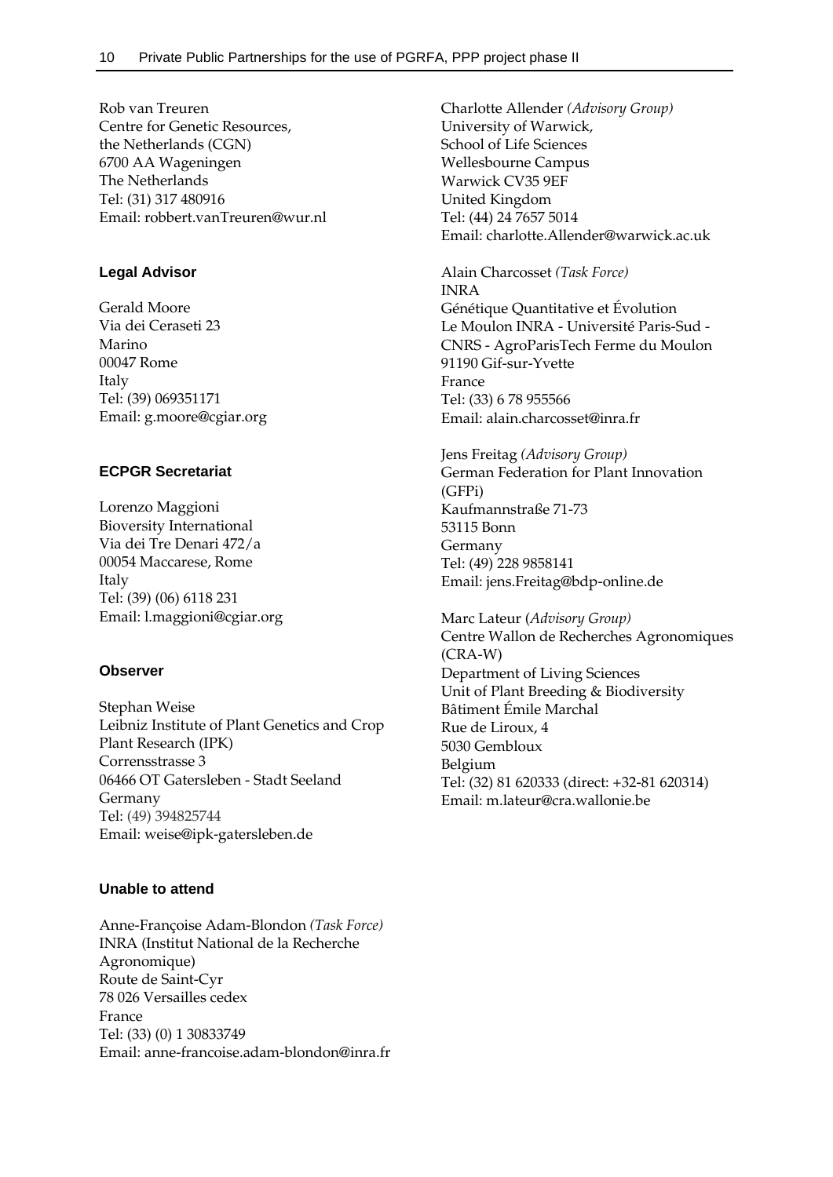Rob van Treuren  
Centre for Genetic Resources,  
the Netherlands (CGN)  
6700 AA Wageningen  
The Netherlands  
Tel: (31) 317 480916  
Email: robbert.vanTreuren@wur.nl

### Legal Advisor

Gerald Moore  
Via dei Ceraseti 23  
Marino  
00047 Rome  
Italy  
Tel: (39) 069351171  
Email: g.moore@cgiar.org

### ECPGR Secretariat

Lorenzo Maggioni  
Bioversity International  
Via dei Tre Denari 472/a  
00054 Maccarese, Rome  
Italy  
Tel: (39) (06) 6118 231  
Email: l.maggioni@cgiar.org

### Observer

Stephan Weise  
Leibniz Institute of Plant Genetics and Crop Plant Research (IPK)  
Corrensstrasse 3  
06466 OT Gatersleben - Stadt Seeland  
Germany  
Tel: (49) 394825744  
Email: weise@ipk-gatersleben.de

### Unable to attend

Anne-Françoise Adam-Blondon *(Task Force)*  
INRA (Institut National de la Recherche Agronomique)  
Route de Saint-Cyr  
78 026 Versailles cedex  
France  
Tel: (33) (0) 1 30833749  
Email: anne-francoise.adam-blondon@inra.fr

Charlotte Allender *(Advisory Group)*  
University of Warwick,  
School of Life Sciences  
Wellesbourne Campus  
Warwick CV35 9EF  
United Kingdom  
Tel: (44) 24 7657 5014  
Email: charlotte.Allender@warwick.ac.uk

Alain Charcosset *(Task Force)*  
INRA  
Génétique Quantitative et Évolution  
Le Moulon INRA - Université Paris-Sud - CNRS - AgroParisTech Ferme du Moulon  
91190 Gif-sur-Yvette  
France  
Tel: (33) 6 78 955566  
Email: alain.charcosset@inra.fr

Jens Freitag *(Advisory Group)*  
German Federation for Plant Innovation (GFPi)  
Kaufmannstraße 71-73  
53115 Bonn  
Germany  
Tel: (49) 228 9858141  
Email: jens.Freitag@bdp-online.de

Marc Lateur (*Advisory Group)*  
Centre Wallon de Recherches Agronomiques (CRA-W)  
Department of Living Sciences  
Unit of Plant Breeding & Biodiversity  
Bâtiment Émile Marchal  
Rue de Liroux, 4  
5030 Gembloux  
Belgium  
Tel: (32) 81 620333 (direct: +32-81 620314)  
Email: m.lateur@cra.wallonie.be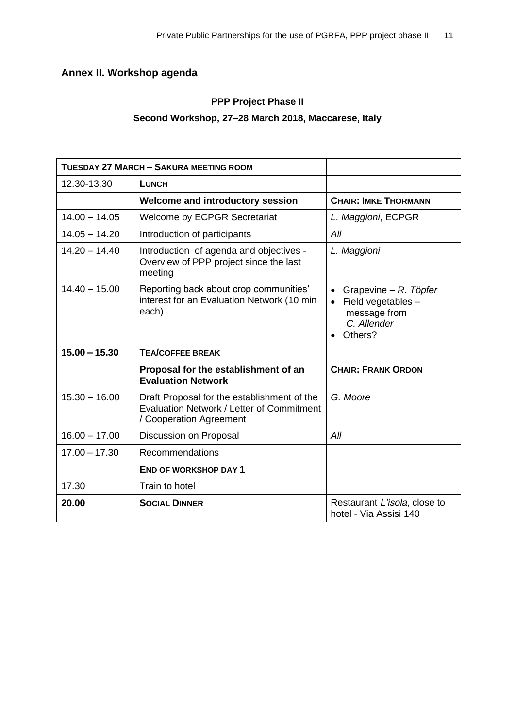## Annex II. Workshop agenda

**PPP Project Phase II**

**Second Workshop, 27–28 March 2018, Maccarese, Italy**

| **TUESDAY 27 MARCH – SAKURA MEETING ROOM** | | |
|---|---|---|
| 12.30-13.30 | **LUNCH** | |
| | **Welcome and introductory session** | **CHAIR: IMKE THORMANN** |
| 14.00 – 14.05 | Welcome by ECPGR Secretariat | *L. Maggioni*, ECPGR |
| 14.05 – 14.20 | Introduction of participants | *All* |
| 14.20 – 14.40 | Introduction of agenda and objectives - Overview of PPP project since the last meeting | *L. Maggioni* |
| 14.40 – 15.00 | Reporting back about crop communities' interest for an Evaluation Network (10 min each) | • Grapevine – *R. Töpfer* • Field vegetables – message from *C. Allender* • Others? |
| **15.00 – 15.30** | **TEA/COFFEE BREAK** | |
| | **Proposal for the establishment of an Evaluation Network** | **CHAIR: FRANK ORDON** |
| 15.30 – 16.00 | Draft Proposal for the establishment of the Evaluation Network / Letter of Commitment / Cooperation Agreement | *G. Moore* |
| 16.00 – 17.00 | Discussion on Proposal | *All* |
| 17.00 – 17.30 | Recommendations | |
| | **END OF WORKSHOP DAY 1** | |
| 17.30 | Train to hotel | |
| **20.00** | **SOCIAL DINNER** | Restaurant *L'isola*, close to hotel - Via Assisi 140 |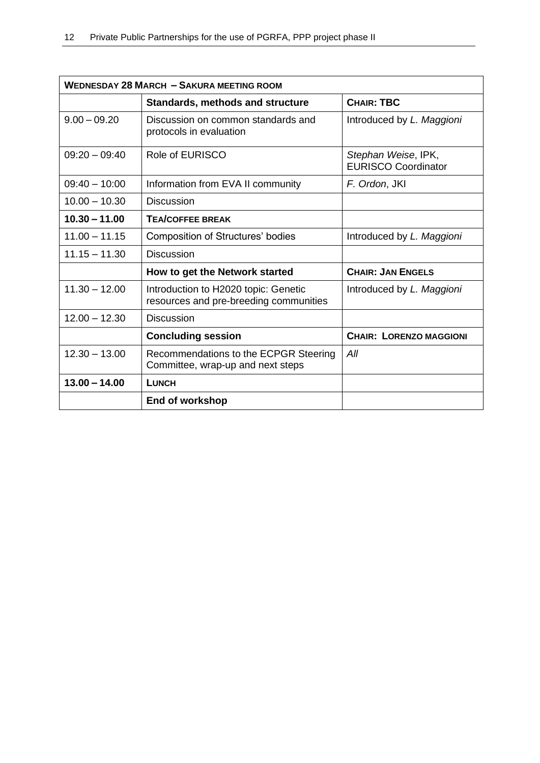| **WEDNESDAY 28 MARCH – SAKURA MEETING ROOM** | | |
|---|---|---|
| | **Standards, methods and structure** | **CHAIR: TBC** |
| 9.00 – 09.20 | Discussion on common standards and protocols in evaluation | Introduced by *L. Maggioni* |
| 09:20 – 09:40 | Role of EURISCO | *Stephan Weise*, IPK, EURISCO Coordinator |
| 09:40 – 10:00 | Information from EVA II community | *F. Ordon*, JKI |
| 10.00 – 10.30 | Discussion | |
| **10.30 – 11.00** | **TEA/COFFEE BREAK** | |
| 11.00 – 11.15 | Composition of Structures' bodies | Introduced by *L. Maggioni* |
| 11.15 – 11.30 | Discussion | |
| | **How to get the Network started** | **CHAIR: JAN ENGELS** |
| 11.30 – 12.00 | Introduction to H2020 topic: Genetic resources and pre-breeding communities | Introduced by *L. Maggioni* |
| 12.00 – 12.30 | Discussion | |
| | **Concluding session** | **CHAIR: LORENZO MAGGIONI** |
| 12.30 – 13.00 | Recommendations to the ECPGR Steering Committee, wrap-up and next steps | *All* |
| **13.00 – 14.00** | **LUNCH** | |
| | **End of workshop** | |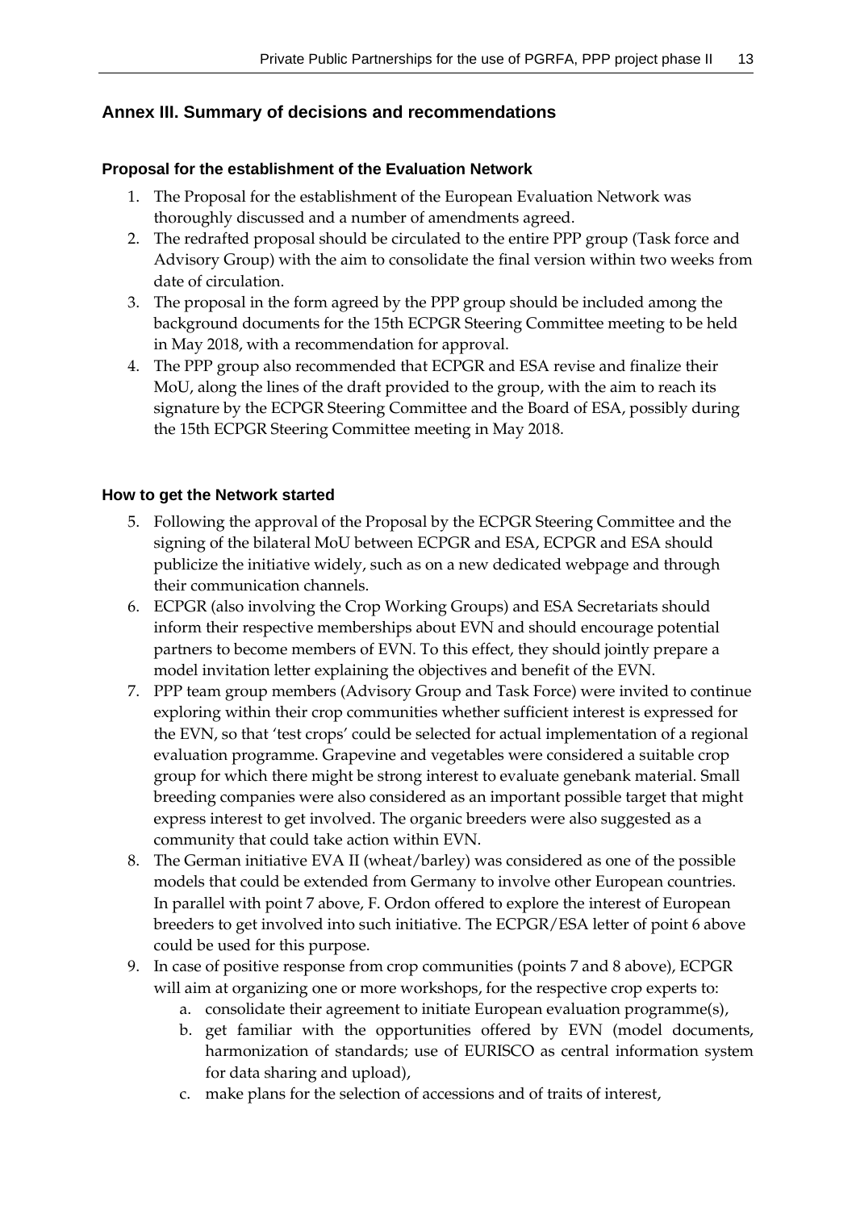## Annex III. Summary of decisions and recommendations

### Proposal for the establishment of the Evaluation Network

1. The Proposal for the establishment of the European Evaluation Network was thoroughly discussed and a number of amendments agreed.
2. The redrafted proposal should be circulated to the entire PPP group (Task force and Advisory Group) with the aim to consolidate the final version within two weeks from date of circulation.
3. The proposal in the form agreed by the PPP group should be included among the background documents for the 15th ECPGR Steering Committee meeting to be held in May 2018, with a recommendation for approval.
4. The PPP group also recommended that ECPGR and ESA revise and finalize their MoU, along the lines of the draft provided to the group, with the aim to reach its signature by the ECPGR Steering Committee and the Board of ESA, possibly during the 15th ECPGR Steering Committee meeting in May 2018.

### How to get the Network started

5. Following the approval of the Proposal by the ECPGR Steering Committee and the signing of the bilateral MoU between ECPGR and ESA, ECPGR and ESA should publicize the initiative widely, such as on a new dedicated webpage and through their communication channels.
6. ECPGR (also involving the Crop Working Groups) and ESA Secretariats should inform their respective memberships about EVN and should encourage potential partners to become members of EVN. To this effect, they should jointly prepare a model invitation letter explaining the objectives and benefit of the EVN.
7. PPP team group members (Advisory Group and Task Force) were invited to continue exploring within their crop communities whether sufficient interest is expressed for the EVN, so that 'test crops' could be selected for actual implementation of a regional evaluation programme. Grapevine and vegetables were considered a suitable crop group for which there might be strong interest to evaluate genebank material. Small breeding companies were also considered as an important possible target that might express interest to get involved. The organic breeders were also suggested as a community that could take action within EVN.
8. The German initiative EVA II (wheat/barley) was considered as one of the possible models that could be extended from Germany to involve other European countries. In parallel with point 7 above, F. Ordon offered to explore the interest of European breeders to get involved into such initiative. The ECPGR/ESA letter of point 6 above could be used for this purpose.
9. In case of positive response from crop communities (points 7 and 8 above), ECPGR will aim at organizing one or more workshops, for the respective crop experts to:
    a. consolidate their agreement to initiate European evaluation programme(s),
    b. get familiar with the opportunities offered by EVN (model documents, harmonization of standards; use of EURISCO as central information system for data sharing and upload),
    c. make plans for the selection of accessions and of traits of interest,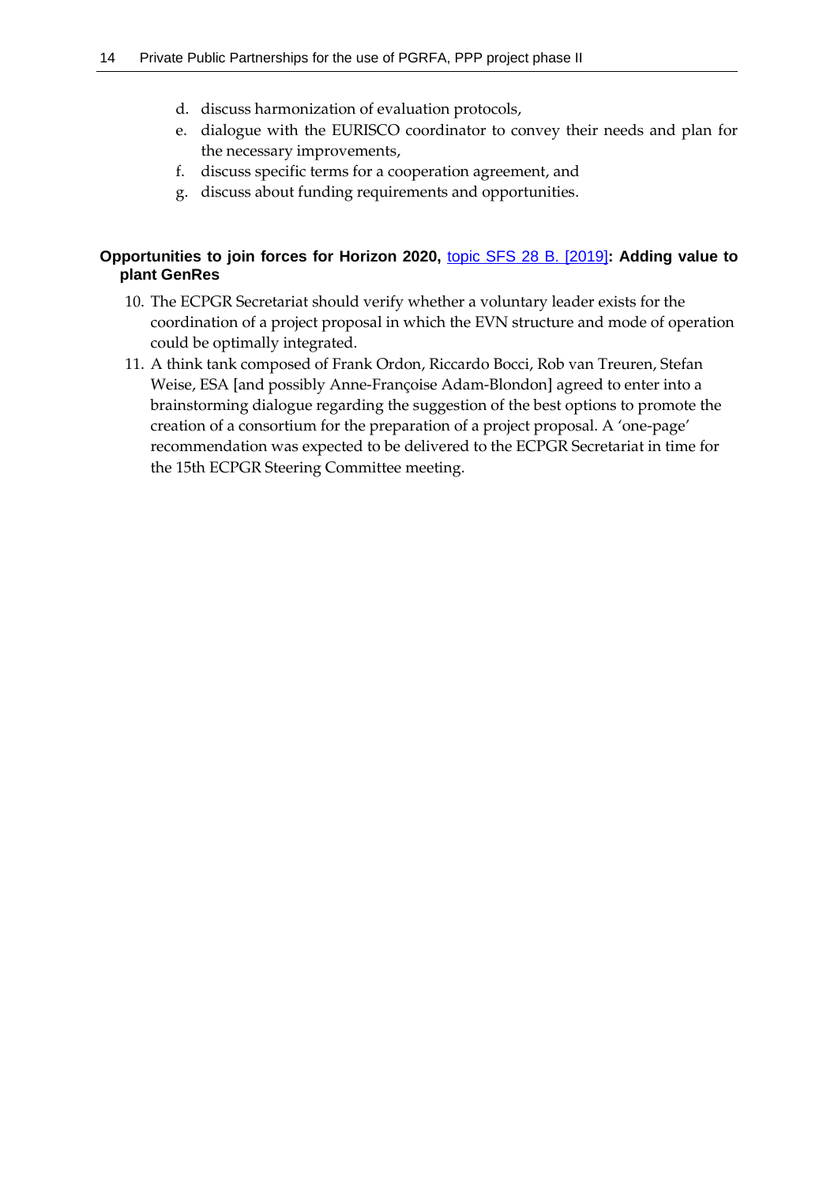d. discuss harmonization of evaluation protocols,
e. dialogue with the EURISCO coordinator to convey their needs and plan for the necessary improvements,
f. discuss specific terms for a cooperation agreement, and
g. discuss about funding requirements and opportunities.

### Opportunities to join forces for Horizon 2020, topic SFS 28 B. [2019]: Adding value to plant GenRes

10. The ECPGR Secretariat should verify whether a voluntary leader exists for the coordination of a project proposal in which the EVN structure and mode of operation could be optimally integrated.
11. A think tank composed of Frank Ordon, Riccardo Bocci, Rob van Treuren, Stefan Weise, ESA [and possibly Anne-Françoise Adam-Blondon] agreed to enter into a brainstorming dialogue regarding the suggestion of the best options to promote the creation of a consortium for the preparation of a project proposal. A 'one-page' recommendation was expected to be delivered to the ECPGR Secretariat in time for the 15th ECPGR Steering Committee meeting.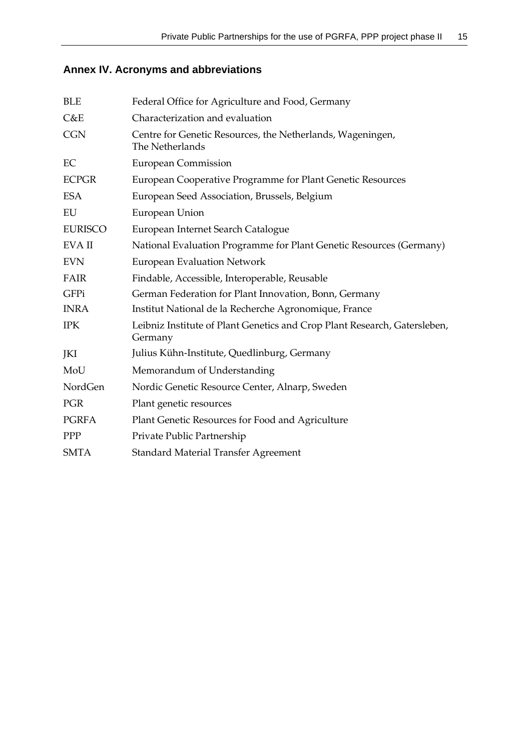## Annex IV. Acronyms and abbreviations

| | |
|---|---|
| BLE | Federal Office for Agriculture and Food, Germany |
| C&E | Characterization and evaluation |
| CGN | Centre for Genetic Resources, the Netherlands, Wageningen, The Netherlands |
| EC | European Commission |
| ECPGR | European Cooperative Programme for Plant Genetic Resources |
| ESA | European Seed Association, Brussels, Belgium |
| EU | European Union |
| EURISCO | European Internet Search Catalogue |
| EVA II | National Evaluation Programme for Plant Genetic Resources (Germany) |
| EVN | European Evaluation Network |
| FAIR | Findable, Accessible, Interoperable, Reusable |
| GFPi | German Federation for Plant Innovation, Bonn, Germany |
| INRA | Institut National de la Recherche Agronomique, France |
| IPK | Leibniz Institute of Plant Genetics and Crop Plant Research, Gatersleben, Germany |
| JKI | Julius Kühn-Institute, Quedlinburg, Germany |
| MoU | Memorandum of Understanding |
| NordGen | Nordic Genetic Resource Center, Alnarp, Sweden |
| PGR | Plant genetic resources |
| PGRFA | Plant Genetic Resources for Food and Agriculture |
| PPP | Private Public Partnership |
| SMTA | Standard Material Transfer Agreement |